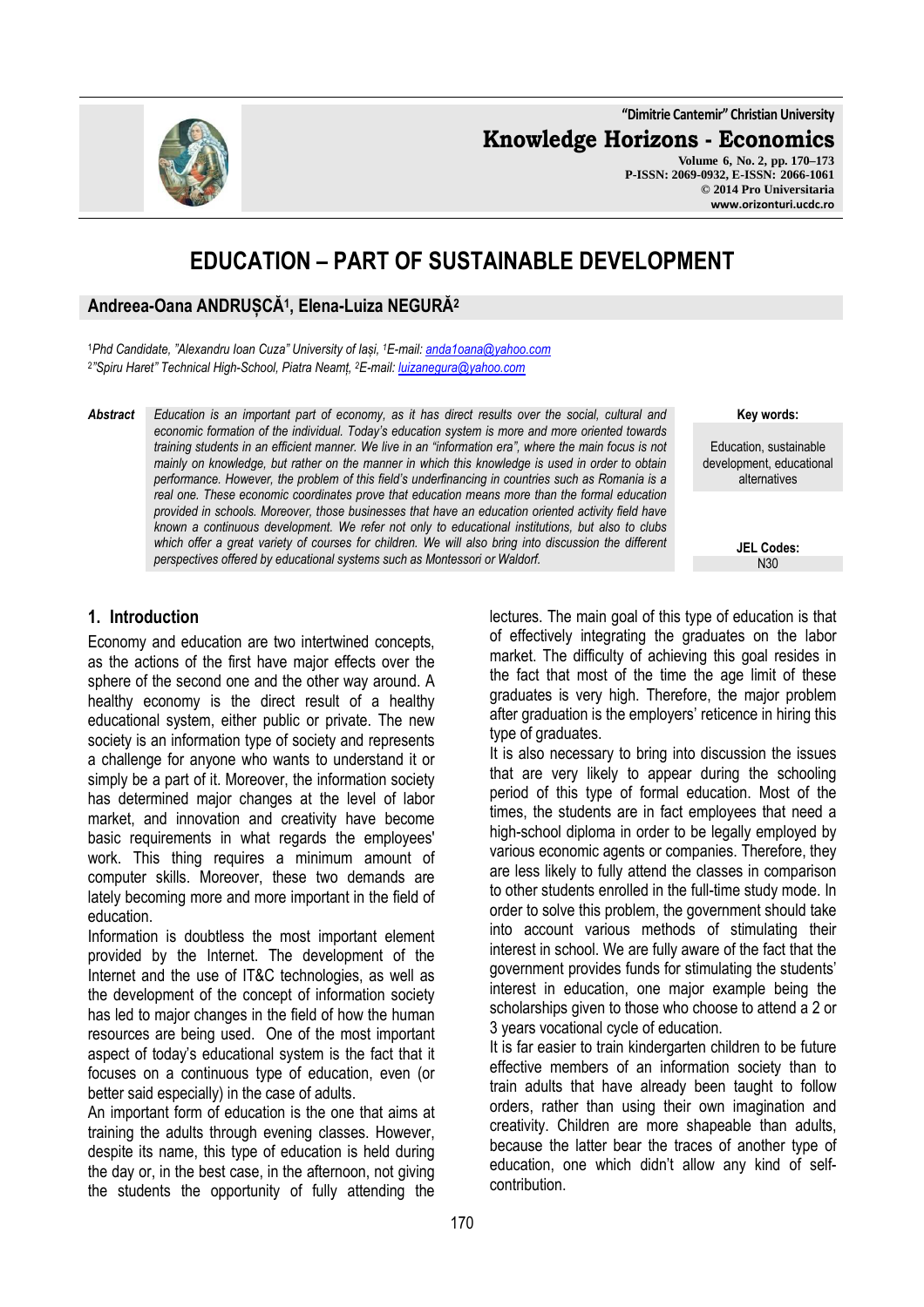# EDUCATION – PART OF SUSTAINABLE DEVELOPMENT

**Andreea-Oana ANDRUȘCĂ[1], Elena-Luiza NEGURĂ[2]**

[1]*Phd Candidate, "Alexandru Ioan Cuza" University of Iași,* [1]*E-mail: anda1oana@yahoo.com*
[2]*"Spiru Haret" Technical High-School, Piatra Neamț,* [2]*E-mail: luizanegura@yahoo.com*

***Abstract*** *Education is an important part of economy, as it has direct results over the social, cultural and economic formation of the individual. Today's education system is more and more oriented towards training students in an efficient manner. We live in an "information era", where the main focus is not mainly on knowledge, but rather on the manner in which this knowledge is used in order to obtain performance. However, the problem of this field's underfinancing in countries such as Romania is a real one. These economic coordinates prove that education means more than the formal education provided in schools. Moreover, those businesses that have an education oriented activity field have known a continuous development. We refer not only to educational institutions, but also to clubs which offer a great variety of courses for children. We will also bring into discussion the different perspectives offered by educational systems such as Montessori or Waldorf.*

**Key words:** Education, sustainable development, educational alternatives

**JEL Codes:** N30

## 1. Introduction

Economy and education are two intertwined concepts, as the actions of the first have major effects over the sphere of the second one and the other way around. A healthy economy is the direct result of a healthy educational system, either public or private. The new society is an information type of society and represents a challenge for anyone who wants to understand it or simply be a part of it. Moreover, the information society has determined major changes at the level of labor market, and innovation and creativity have become basic requirements in what regards the employees' work. This thing requires a minimum amount of computer skills. Moreover, these two demands are lately becoming more and more important in the field of education.

Information is doubtless the most important element provided by the Internet. The development of the Internet and the use of IT&C technologies, as well as the development of the concept of information society has led to major changes in the field of how the human resources are being used. One of the most important aspect of today's educational system is the fact that it focuses on a continuous type of education, even (or better said especially) in the case of adults.

An important form of education is the one that aims at training the adults through evening classes. However, despite its name, this type of education is held during the day or, in the best case, in the afternoon, not giving the students the opportunity of fully attending the lectures. The main goal of this type of education is that of effectively integrating the graduates on the labor market. The difficulty of achieving this goal resides in the fact that most of the time the age limit of these graduates is very high. Therefore, the major problem after graduation is the employers' reticence in hiring this type of graduates.

It is also necessary to bring into discussion the issues that are very likely to appear during the schooling period of this type of formal education. Most of the times, the students are in fact employees that need a high-school diploma in order to be legally employed by various economic agents or companies. Therefore, they are less likely to fully attend the classes in comparison to other students enrolled in the full-time study mode. In order to solve this problem, the government should take into account various methods of stimulating their interest in school. We are fully aware of the fact that the government provides funds for stimulating the students' interest in education, one major example being the scholarships given to those who choose to attend a 2 or 3 years vocational cycle of education.

It is far easier to train kindergarten children to be future effective members of an information society than to train adults that have already been taught to follow orders, rather than using their own imagination and creativity. Children are more shapeable than adults, because the latter bear the traces of another type of education, one which didn't allow any kind of self-contribution.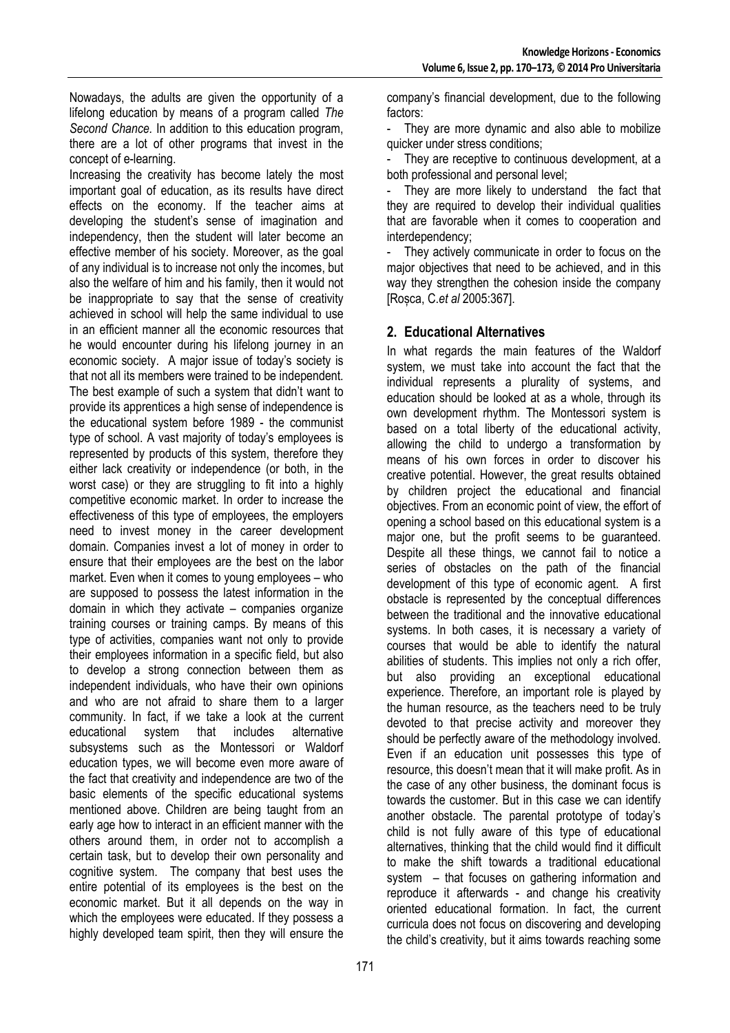Nowadays, the adults are given the opportunity of a lifelong education by means of a program called *The Second Chance.* In addition to this education program, there are a lot of other programs that invest in the concept of e-learning.

Increasing the creativity has become lately the most important goal of education, as its results have direct effects on the economy. If the teacher aims at developing the student's sense of imagination and independency, then the student will later become an effective member of his society. Moreover, as the goal of any individual is to increase not only the incomes, but also the welfare of him and his family, then it would not be inappropriate to say that the sense of creativity achieved in school will help the same individual to use in an efficient manner all the economic resources that he would encounter during his lifelong journey in an economic society. A major issue of today's society is that not all its members were trained to be independent. The best example of such a system that didn't want to provide its apprentices a high sense of independence is the educational system before 1989 - the communist type of school. A vast majority of today's employees is represented by products of this system, therefore they either lack creativity or independence (or both, in the worst case) or they are struggling to fit into a highly competitive economic market. In order to increase the effectiveness of this type of employees, the employers need to invest money in the career development domain. Companies invest a lot of money in order to ensure that their employees are the best on the labor market. Even when it comes to young employees – who are supposed to possess the latest information in the domain in which they activate – companies organize training courses or training camps. By means of this type of activities, companies want not only to provide their employees information in a specific field, but also to develop a strong connection between them as independent individuals, who have their own opinions and who are not afraid to share them to a larger community. In fact, if we take a look at the current educational system that includes alternative subsystems such as the Montessori or Waldorf education types, we will become even more aware of the fact that creativity and independence are two of the basic elements of the specific educational systems mentioned above. Children are being taught from an early age how to interact in an efficient manner with the others around them, in order not to accomplish a certain task, but to develop their own personality and cognitive system. The company that best uses the entire potential of its employees is the best on the economic market. But it all depends on the way in which the employees were educated. If they possess a highly developed team spirit, then they will ensure the company's financial development, due to the following factors:

- They are more dynamic and also able to mobilize quicker under stress conditions;
- They are receptive to continuous development, at a both professional and personal level;
- They are more likely to understand the fact that they are required to develop their individual qualities that are favorable when it comes to cooperation and interdependency;
- They actively communicate in order to focus on the major objectives that need to be achieved, and in this way they strengthen the cohesion inside the company [Roșca, C.*et al* 2005:367].

## 2. Educational Alternatives

In what regards the main features of the Waldorf system, we must take into account the fact that the individual represents a plurality of systems, and education should be looked at as a whole, through its own development rhythm. The Montessori system is based on a total liberty of the educational activity, allowing the child to undergo a transformation by means of his own forces in order to discover his creative potential. However, the great results obtained by children project the educational and financial objectives. From an economic point of view, the effort of opening a school based on this educational system is a major one, but the profit seems to be guaranteed. Despite all these things, we cannot fail to notice a series of obstacles on the path of the financial development of this type of economic agent. A first obstacle is represented by the conceptual differences between the traditional and the innovative educational systems. In both cases, it is necessary a variety of courses that would be able to identify the natural abilities of students. This implies not only a rich offer, but also providing an exceptional educational experience. Therefore, an important role is played by the human resource, as the teachers need to be truly devoted to that precise activity and moreover they should be perfectly aware of the methodology involved. Even if an education unit possesses this type of resource, this doesn't mean that it will make profit. As in the case of any other business, the dominant focus is towards the customer. But in this case we can identify another obstacle. The parental prototype of today's child is not fully aware of this type of educational alternatives, thinking that the child would find it difficult to make the shift towards a traditional educational system – that focuses on gathering information and reproduce it afterwards - and change his creativity oriented educational formation. In fact, the current curricula does not focus on discovering and developing the child's creativity, but it aims towards reaching some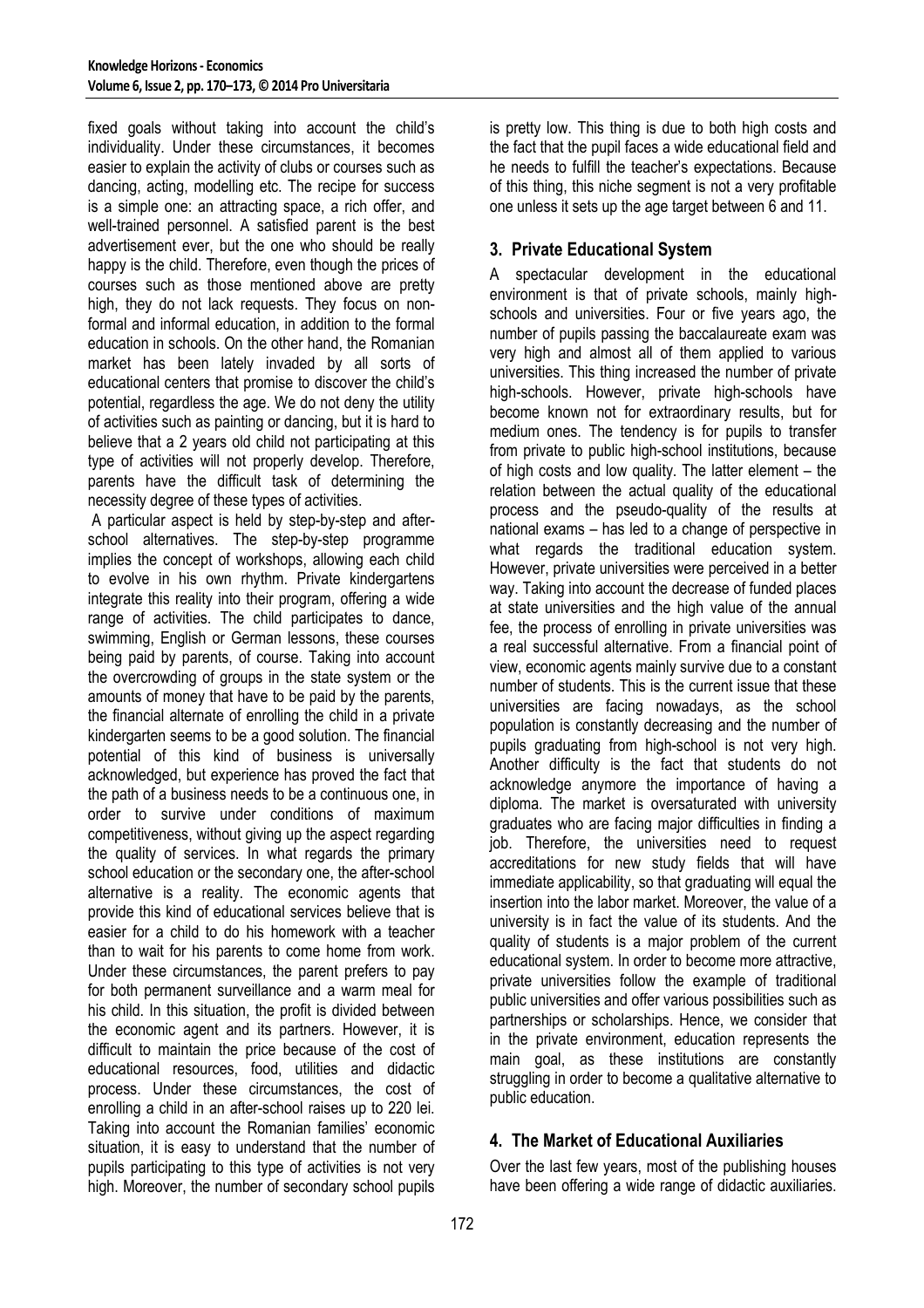fixed goals without taking into account the child's individuality. Under these circumstances, it becomes easier to explain the activity of clubs or courses such as dancing, acting, modelling etc. The recipe for success is a simple one: an attracting space, a rich offer, and well-trained personnel. A satisfied parent is the best advertisement ever, but the one who should be really happy is the child. Therefore, even though the prices of courses such as those mentioned above are pretty high, they do not lack requests. They focus on non-formal and informal education, in addition to the formal education in schools. On the other hand, the Romanian market has been lately invaded by all sorts of educational centers that promise to discover the child's potential, regardless the age. We do not deny the utility of activities such as painting or dancing, but it is hard to believe that a 2 years old child not participating at this type of activities will not properly develop. Therefore, parents have the difficult task of determining the necessity degree of these types of activities.

A particular aspect is held by step-by-step and after-school alternatives. The step-by-step programme implies the concept of workshops, allowing each child to evolve in his own rhythm. Private kindergartens integrate this reality into their program, offering a wide range of activities. The child participates to dance, swimming, English or German lessons, these courses being paid by parents, of course. Taking into account the overcrowding of groups in the state system or the amounts of money that have to be paid by the parents, the financial alternate of enrolling the child in a private kindergarten seems to be a good solution. The financial potential of this kind of business is universally acknowledged, but experience has proved the fact that the path of a business needs to be a continuous one, in order to survive under conditions of maximum competitiveness, without giving up the aspect regarding the quality of services. In what regards the primary school education or the secondary one, the after-school alternative is a reality. The economic agents that provide this kind of educational services believe that is easier for a child to do his homework with a teacher than to wait for his parents to come home from work. Under these circumstances, the parent prefers to pay for both permanent surveillance and a warm meal for his child. In this situation, the profit is divided between the economic agent and its partners. However, it is difficult to maintain the price because of the cost of educational resources, food, utilities and didactic process. Under these circumstances, the cost of enrolling a child in an after-school raises up to 220 lei. Taking into account the Romanian families' economic situation, it is easy to understand that the number of pupils participating to this type of activities is not very high. Moreover, the number of secondary school pupils is pretty low. This thing is due to both high costs and the fact that the pupil faces a wide educational field and he needs to fulfill the teacher's expectations. Because of this thing, this niche segment is not a very profitable one unless it sets up the age target between 6 and 11.

## 3. Private Educational System

A spectacular development in the educational environment is that of private schools, mainly high-schools and universities. Four or five years ago, the number of pupils passing the baccalaureate exam was very high and almost all of them applied to various universities. This thing increased the number of private high-schools. However, private high-schools have become known not for extraordinary results, but for medium ones. The tendency is for pupils to transfer from private to public high-school institutions, because of high costs and low quality. The latter element – the relation between the actual quality of the educational process and the pseudo-quality of the results at national exams – has led to a change of perspective in what regards the traditional education system. However, private universities were perceived in a better way. Taking into account the decrease of funded places at state universities and the high value of the annual fee, the process of enrolling in private universities was a real successful alternative. From a financial point of view, economic agents mainly survive due to a constant number of students. This is the current issue that these universities are facing nowadays, as the school population is constantly decreasing and the number of pupils graduating from high-school is not very high. Another difficulty is the fact that students do not acknowledge anymore the importance of having a diploma. The market is oversaturated with university graduates who are facing major difficulties in finding a job. Therefore, the universities need to request accreditations for new study fields that will have immediate applicability, so that graduating will equal the insertion into the labor market. Moreover, the value of a university is in fact the value of its students. And the quality of students is a major problem of the current educational system. In order to become more attractive, private universities follow the example of traditional public universities and offer various possibilities such as partnerships or scholarships. Hence, we consider that in the private environment, education represents the main goal, as these institutions are constantly struggling in order to become a qualitative alternative to public education.

## 4. The Market of Educational Auxiliaries

Over the last few years, most of the publishing houses have been offering a wide range of didactic auxiliaries.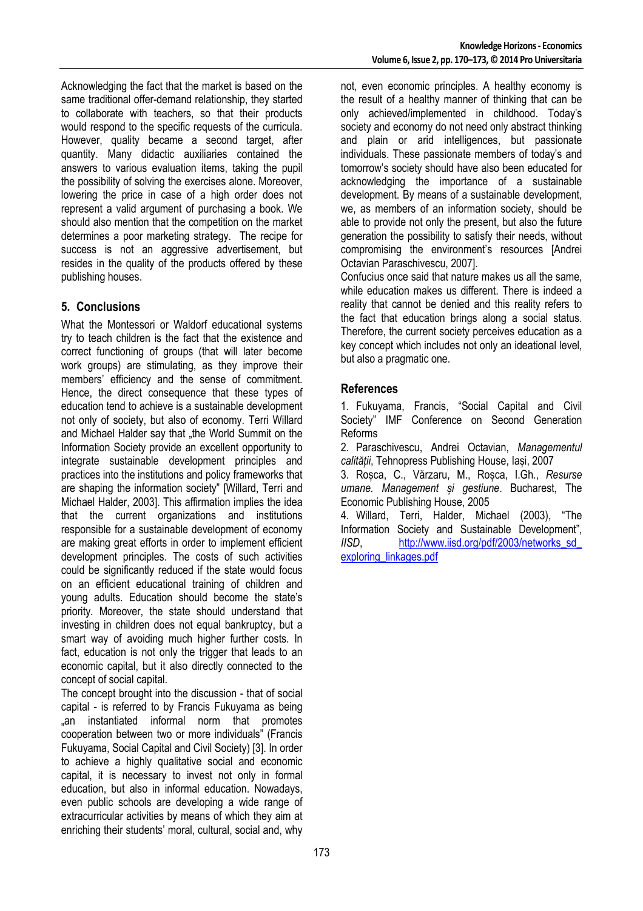Acknowledging the fact that the market is based on the same traditional offer-demand relationship, they started to collaborate with teachers, so that their products would respond to the specific requests of the curricula. However, quality became a second target, after quantity. Many didactic auxiliaries contained the answers to various evaluation items, taking the pupil the possibility of solving the exercises alone. Moreover, lowering the price in case of a high order does not represent a valid argument of purchasing a book. We should also mention that the competition on the market determines a poor marketing strategy. The recipe for success is not an aggressive advertisement, but resides in the quality of the products offered by these publishing houses.

## 5. Conclusions

What the Montessori or Waldorf educational systems try to teach children is the fact that the existence and correct functioning of groups (that will later become work groups) are stimulating, as they improve their members' efficiency and the sense of commitment. Hence, the direct consequence that these types of education tend to achieve is a sustainable development not only of society, but also of economy. Terri Willard and Michael Halder say that „the World Summit on the Information Society provide an excellent opportunity to integrate sustainable development principles and practices into the institutions and policy frameworks that are shaping the information society" [Willard, Terri and Michael Halder, 2003]. This affirmation implies the idea that the current organizations and institutions responsible for a sustainable development of economy are making great efforts in order to implement efficient development principles. The costs of such activities could be significantly reduced if the state would focus on an efficient educational training of children and young adults. Education should become the state's priority. Moreover, the state should understand that investing in children does not equal bankruptcy, but a smart way of avoiding much higher further costs. In fact, education is not only the trigger that leads to an economic capital, but it also directly connected to the concept of social capital.

The concept brought into the discussion - that of social capital - is referred to by Francis Fukuyama as being „an instantiated informal norm that promotes cooperation between two or more individuals" (Francis Fukuyama, Social Capital and Civil Society) [3]. In order to achieve a highly qualitative social and economic capital, it is necessary to invest not only in formal education, but also in informal education. Nowadays, even public schools are developing a wide range of extracurricular activities by means of which they aim at enriching their students' moral, cultural, social and, why not, even economic principles. A healthy economy is the result of a healthy manner of thinking that can be only achieved/implemented in childhood. Today's society and economy do not need only abstract thinking and plain or arid intelligences, but passionate individuals. These passionate members of today's and tomorrow's society should have also been educated for acknowledging the importance of a sustainable development. By means of a sustainable development, we, as members of an information society, should be able to provide not only the present, but also the future generation the possibility to satisfy their needs, without compromising the environment's resources [Andrei Octavian Paraschivescu, 2007].

Confucius once said that nature makes us all the same, while education makes us different. There is indeed a reality that cannot be denied and this reality refers to the fact that education brings along a social status. Therefore, the current society perceives education as a key concept which includes not only an ideational level, but also a pragmatic one.

## References

1. Fukuyama, Francis, "Social Capital and Civil Society" IMF Conference on Second Generation Reforms
2. Paraschivescu, Andrei Octavian, *Managementul calității*, Tehnopress Publishing House, Iași, 2007
3. Roșca, C., Vărzaru, M., Roșca, I.Gh., *Resurse umane. Management și gestiune*. Bucharest, The Economic Publishing House, 2005
4. Willard, Terri, Halder, Michael (2003), "The Information Society and Sustainable Development", *IISD*, http://www.iisd.org/pdf/2003/networks_sd_exploring_linkages.pdf